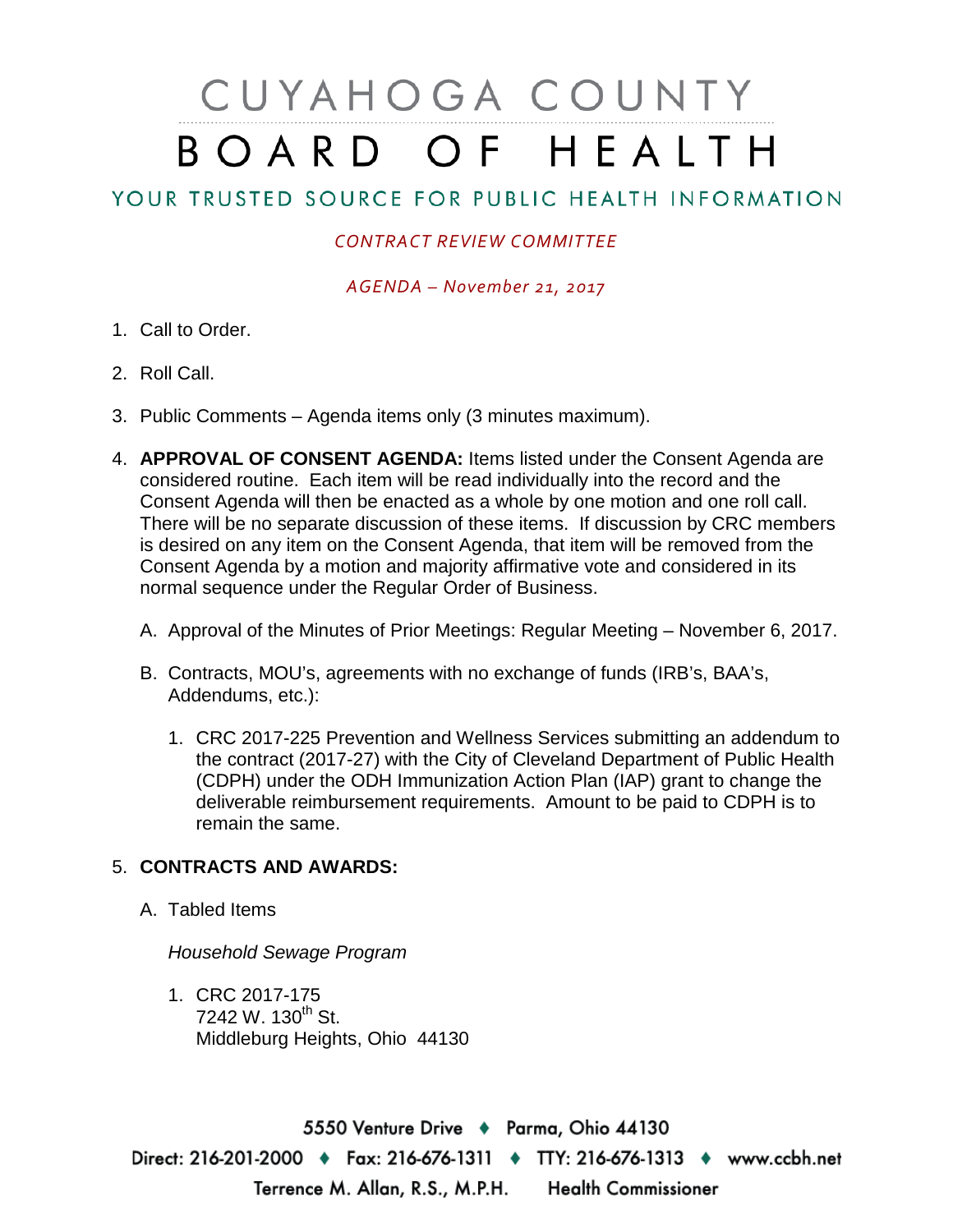# CUYAHOGA COUNTY BOARD OF HEALTH

## YOUR TRUSTED SOURCE FOR PUBLIC HEALTH INFORMATION

*CONTRACT REVIEW COMMITTEE*

*AGENDA – November 21, 2017*

1. Call to Order.
2. Roll Call.
3. Public Comments – Agenda items only (3 minutes maximum).
4. **APPROVAL OF CONSENT AGENDA:** Items listed under the Consent Agenda are considered routine. Each item will be read individually into the record and the Consent Agenda will then be enacted as a whole by one motion and one roll call. There will be no separate discussion of these items. If discussion by CRC members is desired on any item on the Consent Agenda, that item will be removed from the Consent Agenda by a motion and majority affirmative vote and considered in its normal sequence under the Regular Order of Business.

   A. Approval of the Minutes of Prior Meetings: Regular Meeting – November 6, 2017.

   B. Contracts, MOU's, agreements with no exchange of funds (IRB's, BAA's, Addendums, etc.):

      1. CRC 2017-225 Prevention and Wellness Services submitting an addendum to the contract (2017-27) with the City of Cleveland Department of Public Health (CDPH) under the ODH Immunization Action Plan (IAP) grant to change the deliverable reimbursement requirements. Amount to be paid to CDPH is to remain the same.

5. **CONTRACTS AND AWARDS:**

   A. Tabled Items

      *Household Sewage Program*

      1. CRC 2017-175
         7242 W. 130th St.
         Middleburg Heights, Ohio 44130

5550 Venture Drive ♦ Parma, Ohio 44130
Direct: 216-201-2000 ♦ Fax: 216-676-1311 ♦ TTY: 216-676-1313 ♦ www.ccbh.net
Terrence M. Allan, R.S., M.P.H. Health Commissioner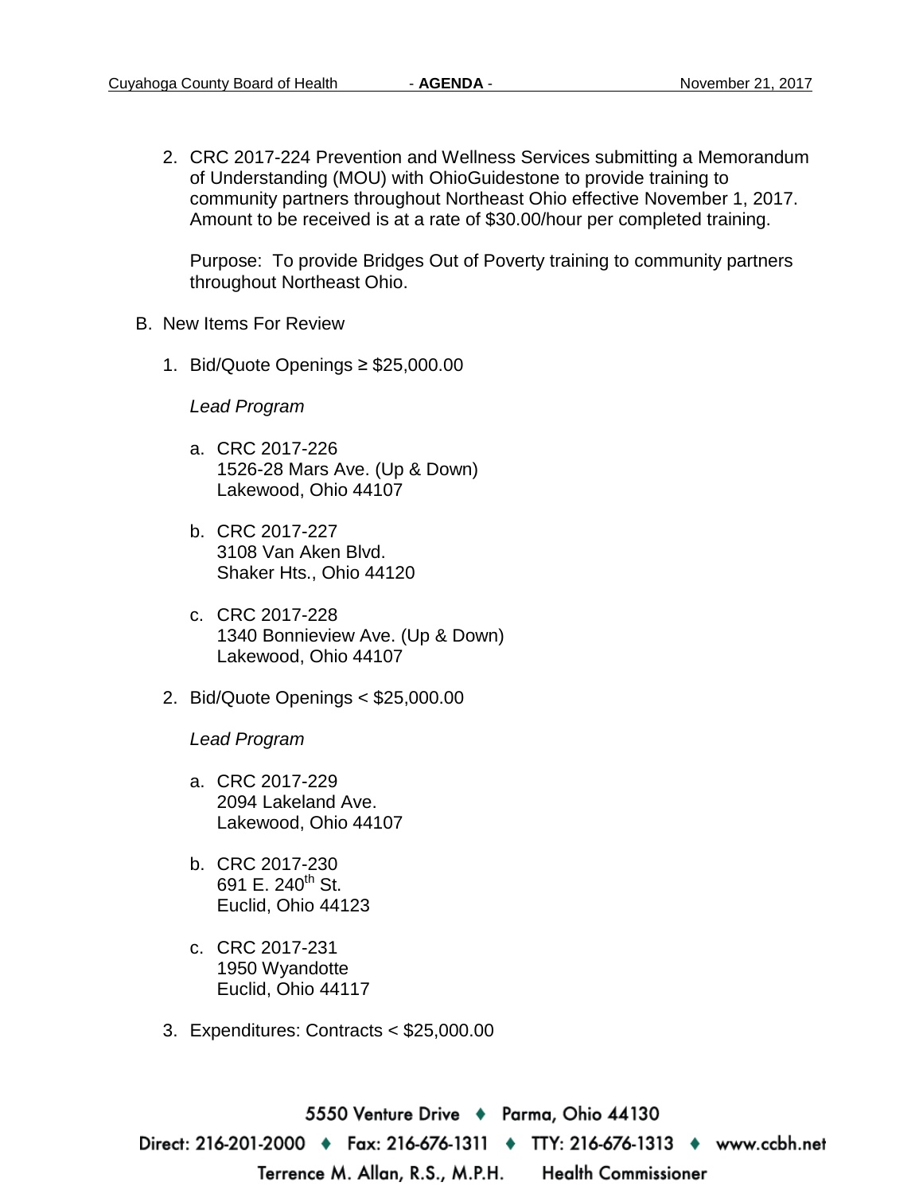2. CRC 2017-224 Prevention and Wellness Services submitting a Memorandum of Understanding (MOU) with OhioGuidestone to provide training to community partners throughout Northeast Ohio effective November 1, 2017. Amount to be received is at a rate of $30.00/hour per completed training.

   Purpose: To provide Bridges Out of Poverty training to community partners throughout Northeast Ohio.

B. New Items For Review

1. Bid/Quote Openings ≥ $25,000.00

   *Lead Program*

   a. CRC 2017-226
      1526-28 Mars Ave. (Up & Down)
      Lakewood, Ohio 44107

   b. CRC 2017-227
      3108 Van Aken Blvd.
      Shaker Hts., Ohio 44120

   c. CRC 2017-228
      1340 Bonnieview Ave. (Up & Down)
      Lakewood, Ohio 44107

2. Bid/Quote Openings < $25,000.00

   *Lead Program*

   a. CRC 2017-229
      2094 Lakeland Ave.
      Lakewood, Ohio 44107

   b. CRC 2017-230
      691 E. 240th St.
      Euclid, Ohio 44123

   c. CRC 2017-231
      1950 Wyandotte
      Euclid, Ohio 44117

3. Expenditures: Contracts < $25,000.00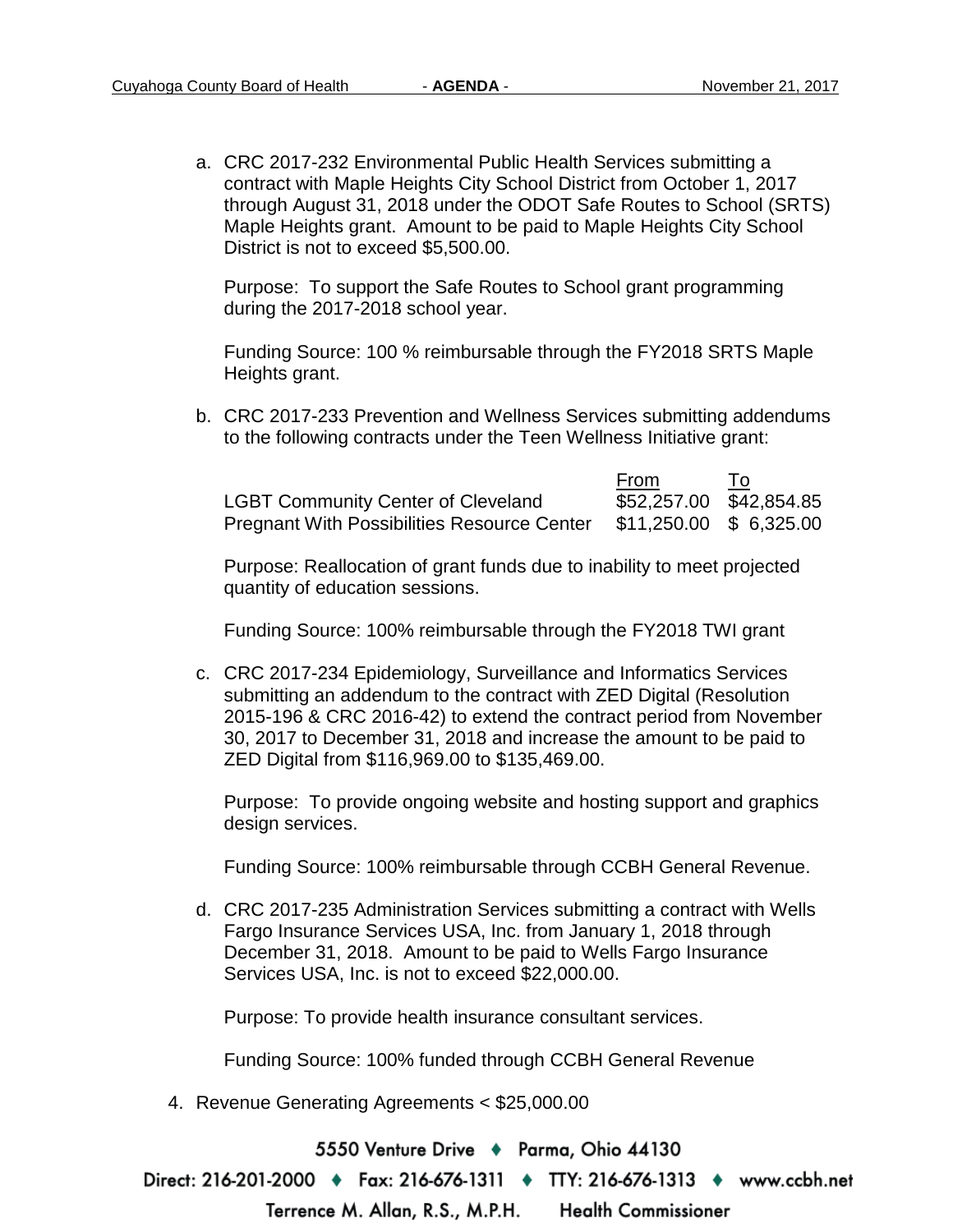a. CRC 2017-232 Environmental Public Health Services submitting a contract with Maple Heights City School District from October 1, 2017 through August 31, 2018 under the ODOT Safe Routes to School (SRTS) Maple Heights grant. Amount to be paid to Maple Heights City School District is not to exceed $5,500.00.

   Purpose: To support the Safe Routes to School grant programming during the 2017-2018 school year.

   Funding Source: 100 % reimbursable through the FY2018 SRTS Maple Heights grant.

b. CRC 2017-233 Prevention and Wellness Services submitting addendums to the following contracts under the Teen Wellness Initiative grant:

   | | From | To |
   |---|---|---|
   | LGBT Community Center of Cleveland | $52,257.00 | $42,854.85 |
   | Pregnant With Possibilities Resource Center | $11,250.00 | $ 6,325.00 |

   Purpose: Reallocation of grant funds due to inability to meet projected quantity of education sessions.

   Funding Source: 100% reimbursable through the FY2018 TWI grant

c. CRC 2017-234 Epidemiology, Surveillance and Informatics Services submitting an addendum to the contract with ZED Digital (Resolution 2015-196 & CRC 2016-42) to extend the contract period from November 30, 2017 to December 31, 2018 and increase the amount to be paid to ZED Digital from $116,969.00 to $135,469.00.

   Purpose: To provide ongoing website and hosting support and graphics design services.

   Funding Source: 100% reimbursable through CCBH General Revenue.

d. CRC 2017-235 Administration Services submitting a contract with Wells Fargo Insurance Services USA, Inc. from January 1, 2018 through December 31, 2018. Amount to be paid to Wells Fargo Insurance Services USA, Inc. is not to exceed $22,000.00.

   Purpose: To provide health insurance consultant services.

   Funding Source: 100% funded through CCBH General Revenue

4. Revenue Generating Agreements < $25,000.00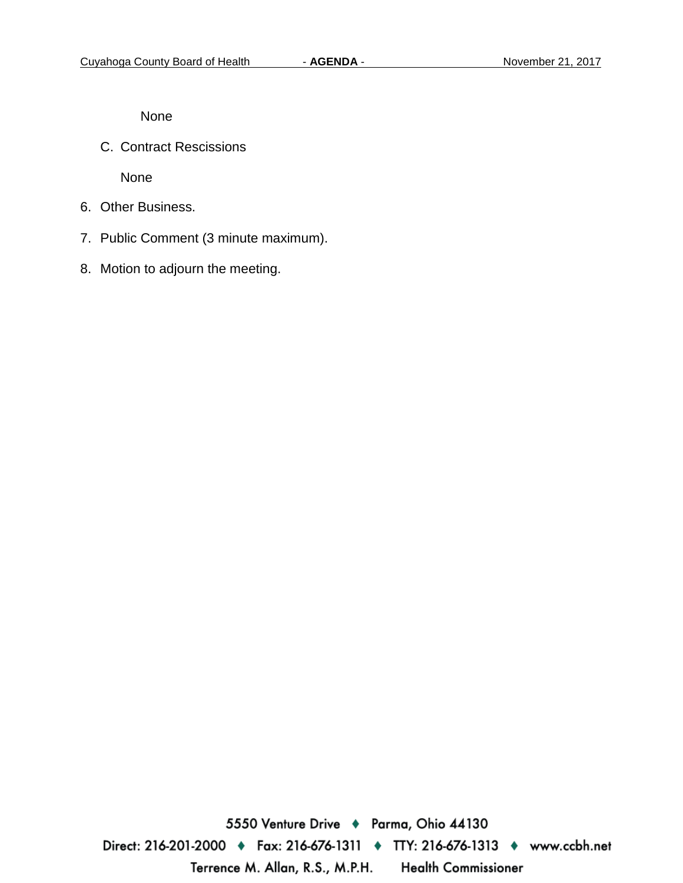None

C. Contract Rescissions

   None

6. Other Business.
7. Public Comment (3 minute maximum).
8. Motion to adjourn the meeting.

5550 Venture Drive ♦ Parma, Ohio 44130

Direct: 216-201-2000 ♦ Fax: 216-676-1311 ♦ TTY: 216-676-1313 ♦ www.ccbh.net

Terrence M. Allan, R.S., M.P.H. Health Commissioner